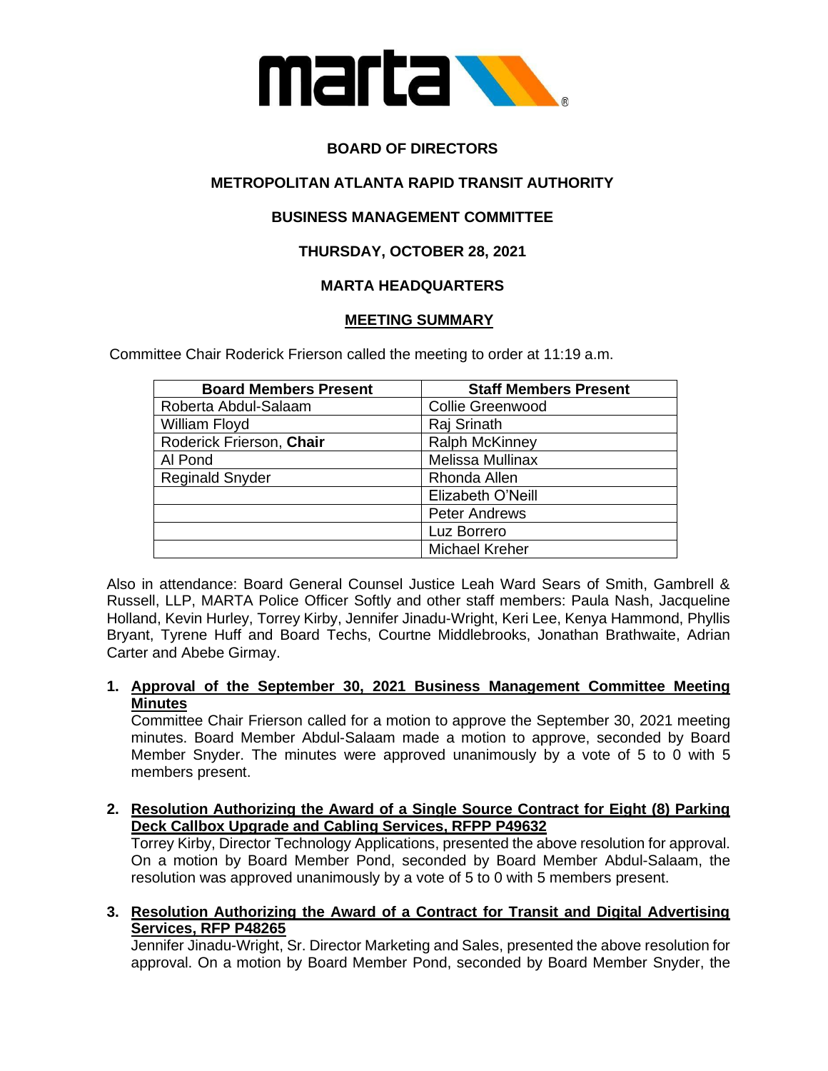**BOARD OF DIRECTORS**

**METROPOLITAN ATLANTA RAPID TRANSIT AUTHORITY**

**BUSINESS MANAGEMENT COMMITTEE**

**THURSDAY, OCTOBER 28, 2021**

**MARTA HEADQUARTERS**

**MEETING SUMMARY**

Committee Chair Roderick Frierson called the meeting to order at 11:19 a.m.

| Board Members Present | Staff Members Present |
|---|---|
| Roberta Abdul-Salaam | Collie Greenwood |
| William Floyd | Raj Srinath |
| Roderick Frierson, **Chair** | Ralph McKinney |
| Al Pond | Melissa Mullinax |
| Reginald Snyder | Rhonda Allen |
| | Elizabeth O'Neill |
| | Peter Andrews |
| | Luz Borrero |
| | Michael Kreher |

Also in attendance: Board General Counsel Justice Leah Ward Sears of Smith, Gambrell & Russell, LLP, MARTA Police Officer Softly and other staff members: Paula Nash, Jacqueline Holland, Kevin Hurley, Torrey Kirby, Jennifer Jinadu-Wright, Keri Lee, Kenya Hammond, Phyllis Bryant, Tyrene Huff and Board Techs, Courtne Middlebrooks, Jonathan Brathwaite, Adrian Carter and Abebe Girmay.

1. **Approval of the September 30, 2021 Business Management Committee Meeting Minutes**

   Committee Chair Frierson called for a motion to approve the September 30, 2021 meeting minutes. Board Member Abdul-Salaam made a motion to approve, seconded by Board Member Snyder. The minutes were approved unanimously by a vote of 5 to 0 with 5 members present.

2. **Resolution Authorizing the Award of a Single Source Contract for Eight (8) Parking Deck Callbox Upgrade and Cabling Services, RFPP P49632**

   Torrey Kirby, Director Technology Applications, presented the above resolution for approval. On a motion by Board Member Pond, seconded by Board Member Abdul-Salaam, the resolution was approved unanimously by a vote of 5 to 0 with 5 members present.

3. **Resolution Authorizing the Award of a Contract for Transit and Digital Advertising Services, RFP P48265**

   Jennifer Jinadu-Wright, Sr. Director Marketing and Sales, presented the above resolution for approval. On a motion by Board Member Pond, seconded by Board Member Snyder, the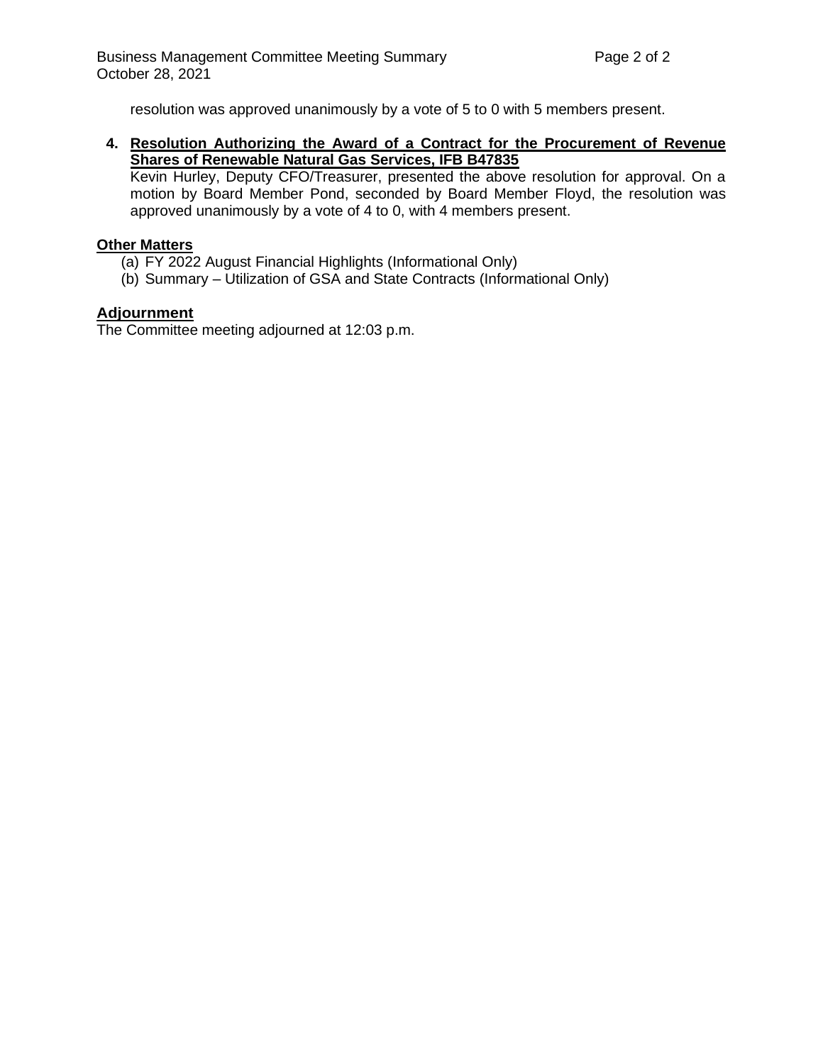resolution was approved unanimously by a vote of 5 to 0 with 5 members present.

4. **Resolution Authorizing the Award of a Contract for the Procurement of Revenue Shares of Renewable Natural Gas Services, IFB B47835**

   Kevin Hurley, Deputy CFO/Treasurer, presented the above resolution for approval. On a motion by Board Member Pond, seconded by Board Member Floyd, the resolution was approved unanimously by a vote of 4 to 0, with 4 members present.

**Other Matters**

(a) FY 2022 August Financial Highlights (Informational Only)

(b) Summary – Utilization of GSA and State Contracts (Informational Only)

**Adjournment**

The Committee meeting adjourned at 12:03 p.m.